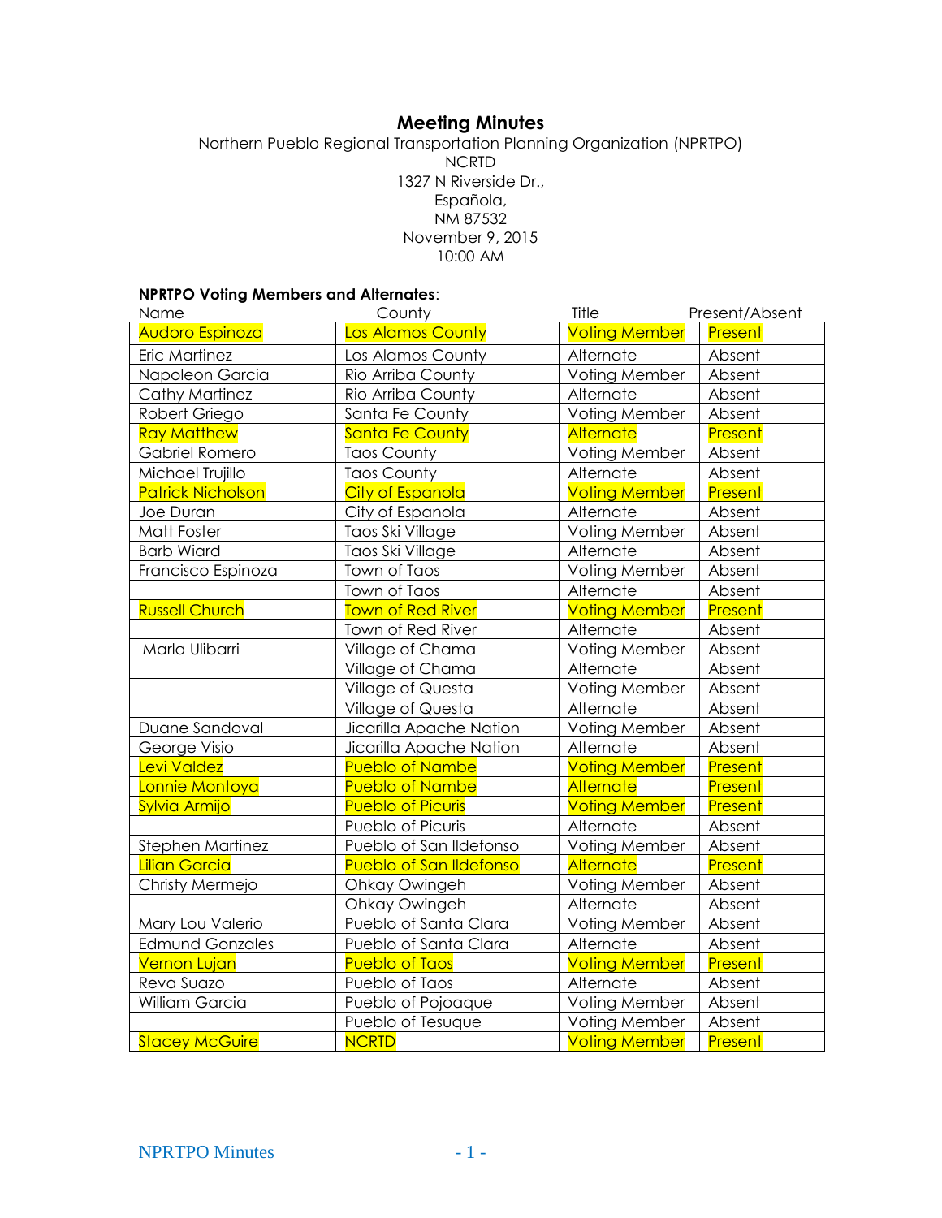# Meeting Minutes

Northern Pueblo Regional Transportation Planning Organization (NPRTPO)
NCRTD
1327 N Riverside Dr.,
Española,
NM 87532
November 9, 2015
10:00 AM

**NPRTPO Voting Members and Alternates**:

| Name | County | Title | Present/Absent |
|---|---|---|---|
| Audoro Espinoza | Los Alamos County | Voting Member | Present |
| Eric Martinez | Los Alamos County | Alternate | Absent |
| Napoleon Garcia | Rio Arriba County | Voting Member | Absent |
| Cathy Martinez | Rio Arriba County | Alternate | Absent |
| Robert Griego | Santa Fe County | Voting Member | Absent |
| Ray Matthew | Santa Fe County | Alternate | Present |
| Gabriel Romero | Taos County | Voting Member | Absent |
| Michael Trujillo | Taos County | Alternate | Absent |
| Patrick Nicholson | City of Espanola | Voting Member | Present |
| Joe Duran | City of Espanola | Alternate | Absent |
| Matt Foster | Taos Ski Village | Voting Member | Absent |
| Barb Wiard | Taos Ski Village | Alternate | Absent |
| Francisco Espinoza | Town of Taos | Voting Member | Absent |
| | Town of Taos | Alternate | Absent |
| Russell Church | Town of Red River | Voting Member | Present |
| | Town of Red River | Alternate | Absent |
| Marla Ulibarri | Village of Chama | Voting Member | Absent |
| | Village of Chama | Alternate | Absent |
| | Village of Questa | Voting Member | Absent |
| | Village of Questa | Alternate | Absent |
| Duane Sandoval | Jicarilla Apache Nation | Voting Member | Absent |
| George Visio | Jicarilla Apache Nation | Alternate | Absent |
| Levi Valdez | Pueblo of Nambe | Voting Member | Present |
| Lonnie Montoya | Pueblo of Nambe | Alternate | Present |
| Sylvia Armijo | Pueblo of Picuris | Voting Member | Present |
| | Pueblo of Picuris | Alternate | Absent |
| Stephen Martinez | Pueblo of San Ildefonso | Voting Member | Absent |
| Lilian Garcia | Pueblo of San Ildefonso | Alternate | Present |
| Christy Mermejo | Ohkay Owingeh | Voting Member | Absent |
| | Ohkay Owingeh | Alternate | Absent |
| Mary Lou Valerio | Pueblo of Santa Clara | Voting Member | Absent |
| Edmund Gonzales | Pueblo of Santa Clara | Alternate | Absent |
| Vernon Lujan | Pueblo of Taos | Voting Member | Present |
| Reva Suazo | Pueblo of Taos | Alternate | Absent |
| William Garcia | Pueblo of Pojoaque | Voting Member | Absent |
| | Pueblo of Tesuque | Voting Member | Absent |
| Stacey McGuire | NCRTD | Voting Member | Present |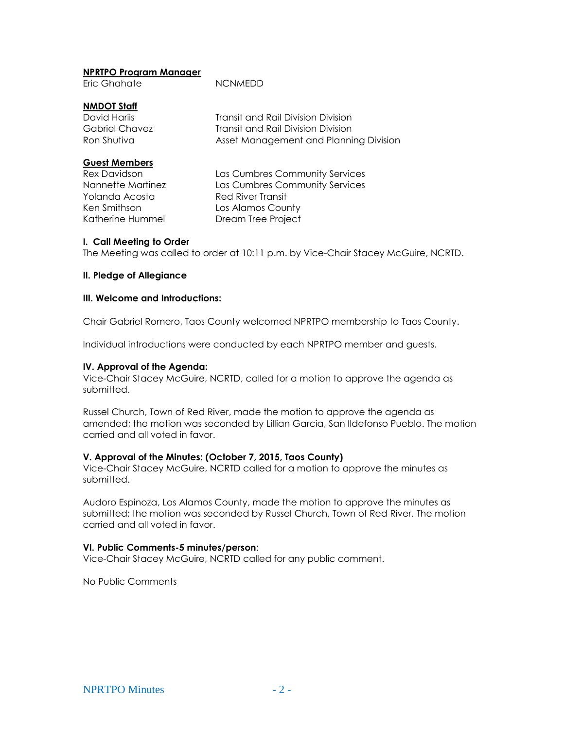**NPRTPO Program Manager**

| | |
|---|---|
| Eric Ghahate | NCNMEDD |

**NMDOT Staff**

| | |
|---|---|
| David Hariis | Transit and Rail Division Division |
| Gabriel Chavez | Transit and Rail Division Division |
| Ron Shutiva | Asset Management and Planning Division |

**Guest Members**

| | |
|---|---|
| Rex Davidson | Las Cumbres Community Services |
| Nannette Martinez | Las Cumbres Community Services |
| Yolanda Acosta | Red River Transit |
| Ken Smithson | Los Alamos County |
| Katherine Hummel | Dream Tree Project |

**I. Call Meeting to Order**

The Meeting was called to order at 10:11 p.m. by Vice-Chair Stacey McGuire, NCRTD.

**II. Pledge of Allegiance**

**III. Welcome and Introductions:**

Chair Gabriel Romero, Taos County welcomed NPRTPO membership to Taos County.

Individual introductions were conducted by each NPRTPO member and guests.

**IV. Approval of the Agenda:**

Vice-Chair Stacey McGuire, NCRTD, called for a motion to approve the agenda as submitted.

Russel Church, Town of Red River, made the motion to approve the agenda as amended; the motion was seconded by Lillian Garcia, San Ildefonso Pueblo. The motion carried and all voted in favor.

**V. Approval of the Minutes: (October 7, 2015, Taos County)**

Vice-Chair Stacey McGuire, NCRTD called for a motion to approve the minutes as submitted.

Audoro Espinoza, Los Alamos County, made the motion to approve the minutes as submitted; the motion was seconded by Russel Church, Town of Red River. The motion carried and all voted in favor.

**VI. Public Comments-5 minutes/person**:

Vice-Chair Stacey McGuire, NCRTD called for any public comment.

No Public Comments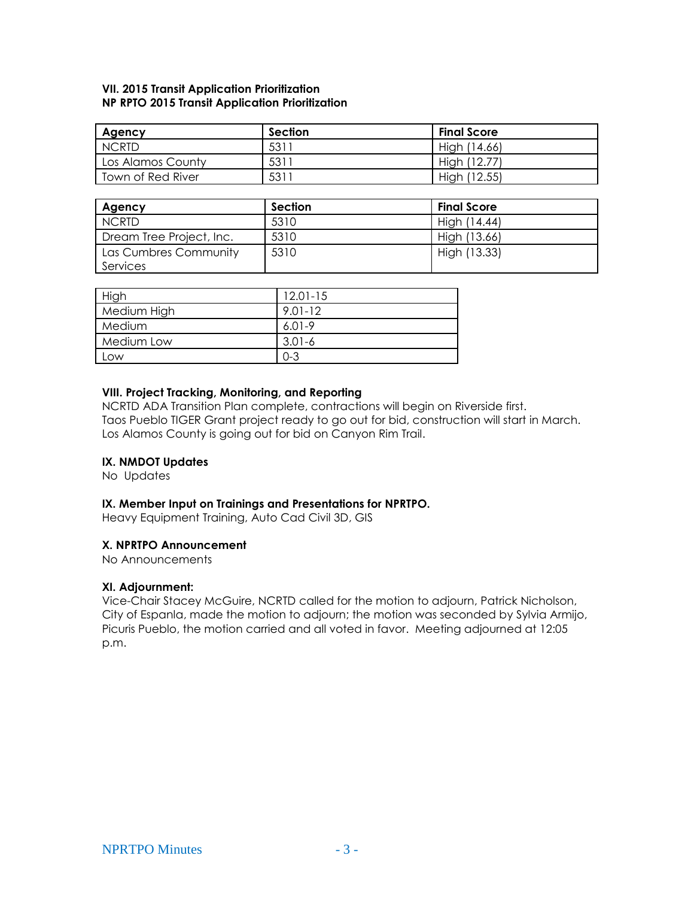**VII. 2015 Transit Application Prioritization**
**NP RPTO 2015 Transit Application Prioritization**

| Agency | Section | Final Score |
|---|---|---|
| NCRTD | 5311 | High (14.66) |
| Los Alamos County | 5311 | High (12.77) |
| Town of Red River | 5311 | High (12.55) |

| Agency | Section | Final Score |
|---|---|---|
| NCRTD | 5310 | High (14.44) |
| Dream Tree Project, Inc. | 5310 | High (13.66) |
| Las Cumbres Community Services | 5310 | High (13.33) |

| | |
|---|---|
| High | 12.01-15 |
| Medium High | 9.01-12 |
| Medium | 6.01-9 |
| Medium Low | 3.01-6 |
| Low | 0-3 |

**VIII. Project Tracking, Monitoring, and Reporting**

NCRTD ADA Transition Plan complete, contractions will begin on Riverside first.
Taos Pueblo TIGER Grant project ready to go out for bid, construction will start in March.
Los Alamos County is going out for bid on Canyon Rim Trail.

**IX. NMDOT Updates**

No Updates

**IX. Member Input on Trainings and Presentations for NPRTPO.**

Heavy Equipment Training, Auto Cad Civil 3D, GIS

**X. NPRTPO Announcement**

No Announcements

**XI. Adjournment:**

Vice-Chair Stacey McGuire, NCRTD called for the motion to adjourn, Patrick Nicholson, City of Espanla, made the motion to adjourn; the motion was seconded by Sylvia Armijo, Picuris Pueblo, the motion carried and all voted in favor. Meeting adjourned at 12:05 p.m.